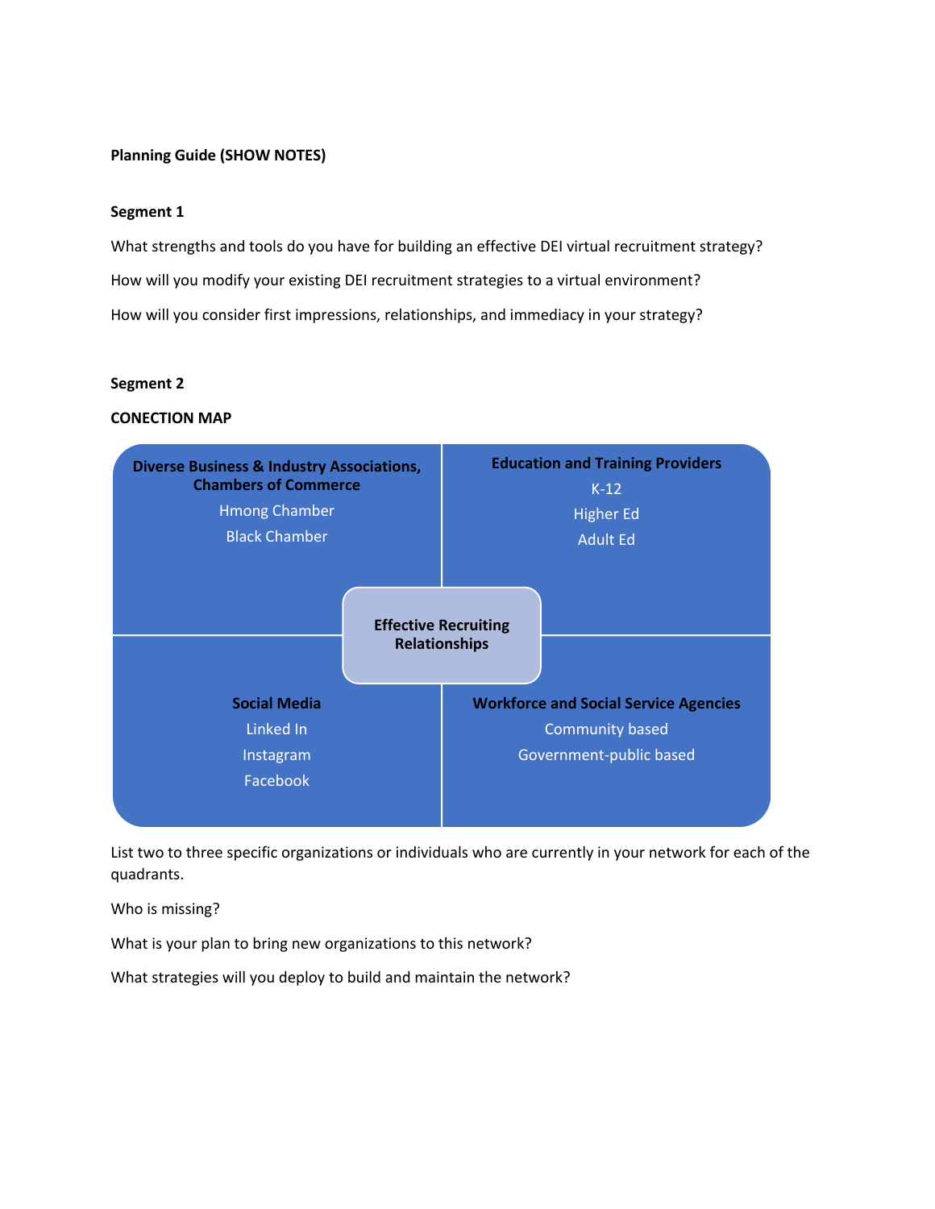**Planning Guide (SHOW NOTES)**

**Segment 1**

What strengths and tools do you have for building an effective DEI virtual recruitment strategy?

How will you modify your existing DEI recruitment strategies to a virtual environment?

How will you consider first impressions, relationships, and immediacy in your strategy?

**Segment 2**

**CONECTION MAP**

| **Diverse Business & Industry Associations, Chambers of Commerce** | **Education and Training Providers** |
|---|---|
| Hmong Chamber | K-12 |
| Black Chamber | Higher Ed |
| | Adult Ed |

**Effective Recruiting Relationships**

| **Social Media** | **Workforce and Social Service Agencies** |
|---|---|
| Linked In | Community based |
| Instagram | Government-public based |
| Facebook | |

List two to three specific organizations or individuals who are currently in your network for each of the quadrants.

Who is missing?

What is your plan to bring new organizations to this network?

What strategies will you deploy to build and maintain the network?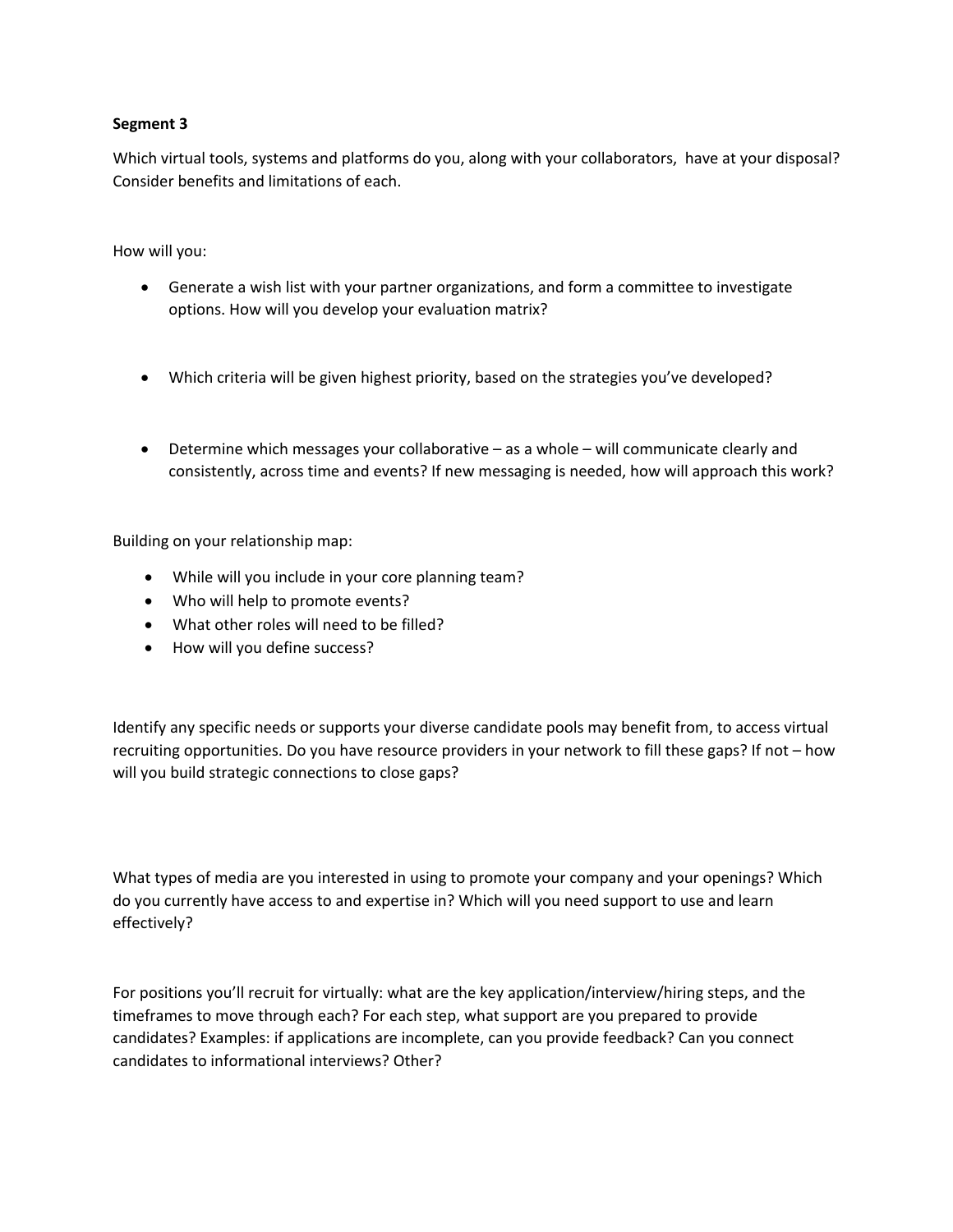**Segment 3**

Which virtual tools, systems and platforms do you, along with your collaborators,  have at your disposal? Consider benefits and limitations of each.

How will you:

- Generate a wish list with your partner organizations, and form a committee to investigate options. How will you develop your evaluation matrix?
- Which criteria will be given highest priority, based on the strategies you've developed?
- Determine which messages your collaborative – as a whole – will communicate clearly and consistently, across time and events? If new messaging is needed, how will approach this work?

Building on your relationship map:

- While will you include in your core planning team?
- Who will help to promote events?
- What other roles will need to be filled?
- How will you define success?

Identify any specific needs or supports your diverse candidate pools may benefit from, to access virtual recruiting opportunities. Do you have resource providers in your network to fill these gaps? If not – how will you build strategic connections to close gaps?

What types of media are you interested in using to promote your company and your openings? Which do you currently have access to and expertise in? Which will you need support to use and learn effectively?

For positions you'll recruit for virtually: what are the key application/interview/hiring steps, and the timeframes to move through each? For each step, what support are you prepared to provide candidates? Examples: if applications are incomplete, can you provide feedback? Can you connect candidates to informational interviews? Other?